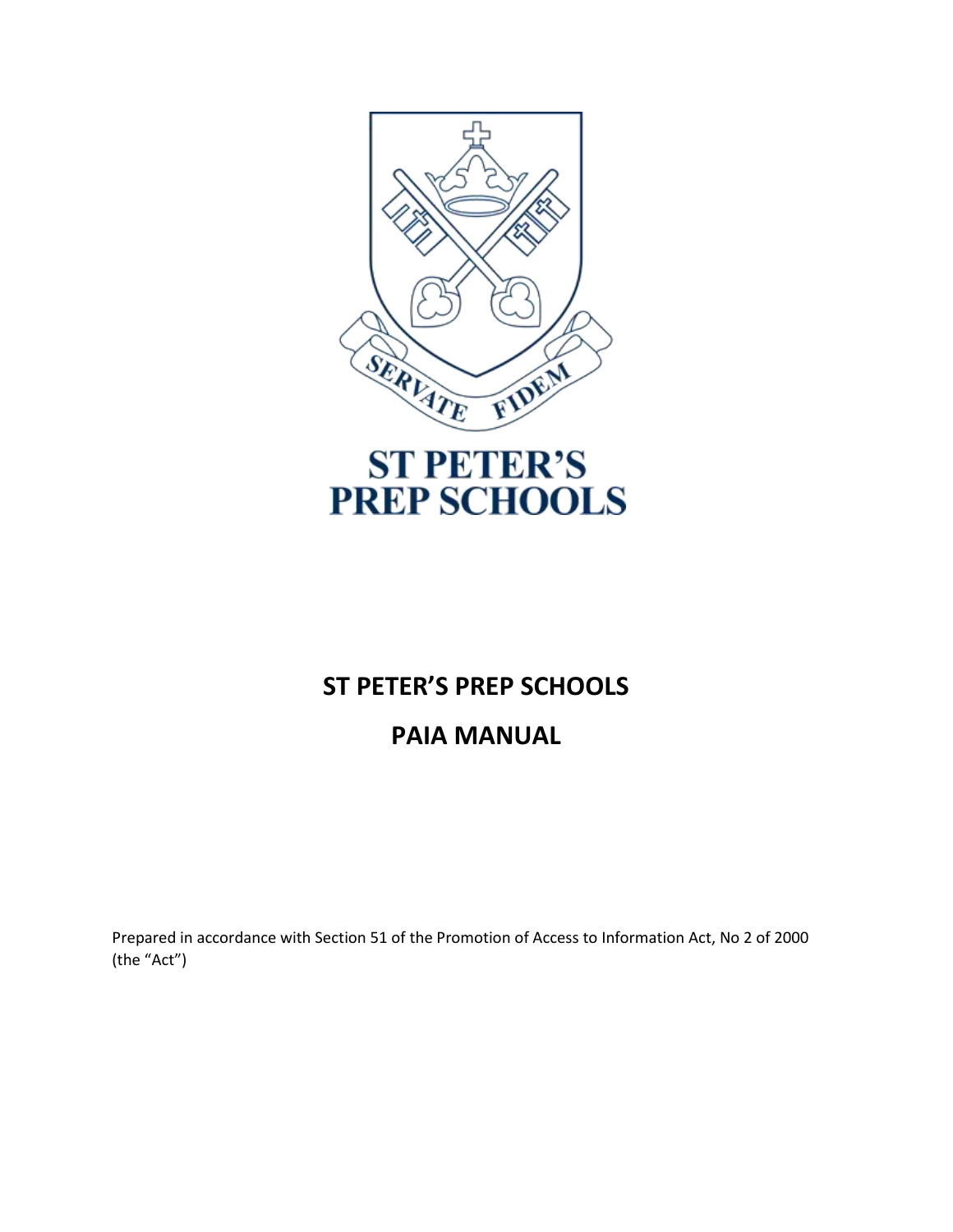# ST PETER'S PREP SCHOOLS

## PAIA MANUAL

Prepared in accordance with Section 51 of the Promotion of Access to Information Act, No 2 of 2000 (the "Act")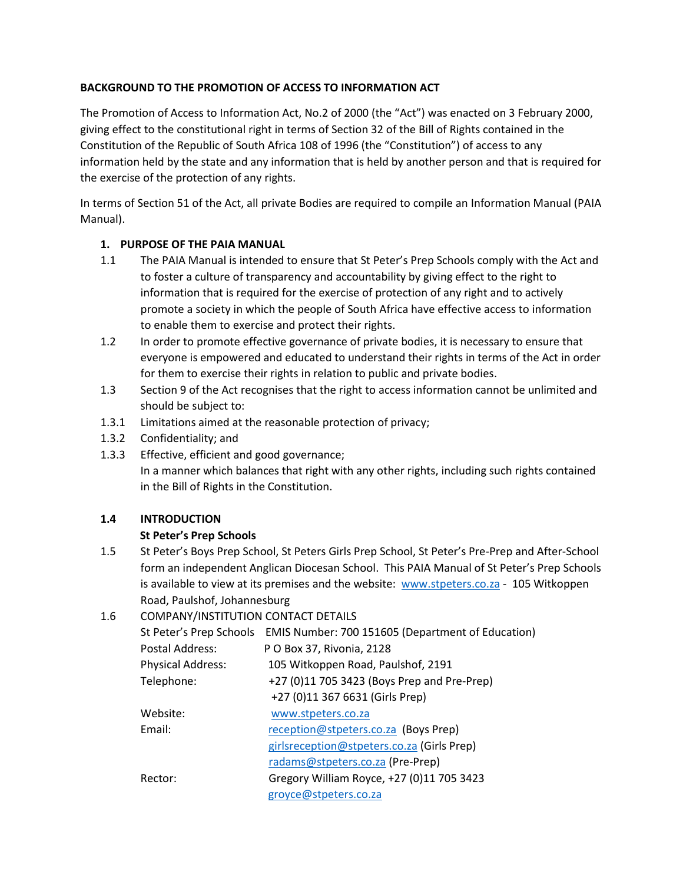**BACKGROUND TO THE PROMOTION OF ACCESS TO INFORMATION ACT**

The Promotion of Access to Information Act, No.2 of 2000 (the "Act") was enacted on 3 February 2000, giving effect to the constitutional right in terms of Section 32 of the Bill of Rights contained in the Constitution of the Republic of South Africa 108 of 1996 (the "Constitution") of access to any information held by the state and any information that is held by another person and that is required for the exercise of the protection of any rights.

In terms of Section 51 of the Act, all private Bodies are required to compile an Information Manual (PAIA Manual).

**1. PURPOSE OF THE PAIA MANUAL**

1.1 The PAIA Manual is intended to ensure that St Peter's Prep Schools comply with the Act and to foster a culture of transparency and accountability by giving effect to the right to information that is required for the exercise of protection of any right and to actively promote a society in which the people of South Africa have effective access to information to enable them to exercise and protect their rights.

1.2 In order to promote effective governance of private bodies, it is necessary to ensure that everyone is empowered and educated to understand their rights in terms of the Act in order for them to exercise their rights in relation to public and private bodies.

1.3 Section 9 of the Act recognises that the right to access information cannot be unlimited and should be subject to:

1.3.1 Limitations aimed at the reasonable protection of privacy;

1.3.2 Confidentiality; and

1.3.3 Effective, efficient and good governance;
In a manner which balances that right with any other rights, including such rights contained in the Bill of Rights in the Constitution.

**1.4 INTRODUCTION**

**St Peter's Prep Schools**

1.5 St Peter's Boys Prep School, St Peters Girls Prep School, St Peter's Pre-Prep and After-School form an independent Anglican Diocesan School. This PAIA Manual of St Peter's Prep Schools is available to view at its premises and the website: www.stpeters.co.za - 105 Witkoppen Road, Paulshof, Johannesburg

1.6 COMPANY/INSTITUTION CONTACT DETAILS

| | |
|---|---|
| St Peter's Prep Schools | EMIS Number: 700 151605 (Department of Education) |
| Postal Address: | P O Box 37, Rivonia, 2128 |
| Physical Address: | 105 Witkoppen Road, Paulshof, 2191 |
| Telephone: | +27 (0)11 705 3423 (Boys Prep and Pre-Prep)<br>+27 (0)11 367 6631 (Girls Prep) |
| Website: | www.stpeters.co.za |
| Email: | reception@stpeters.co.za (Boys Prep)<br>girlsreception@stpeters.co.za (Girls Prep)<br>radams@stpeters.co.za (Pre-Prep) |
| Rector: | Gregory William Royce, +27 (0)11 705 3423<br>groyce@stpeters.co.za |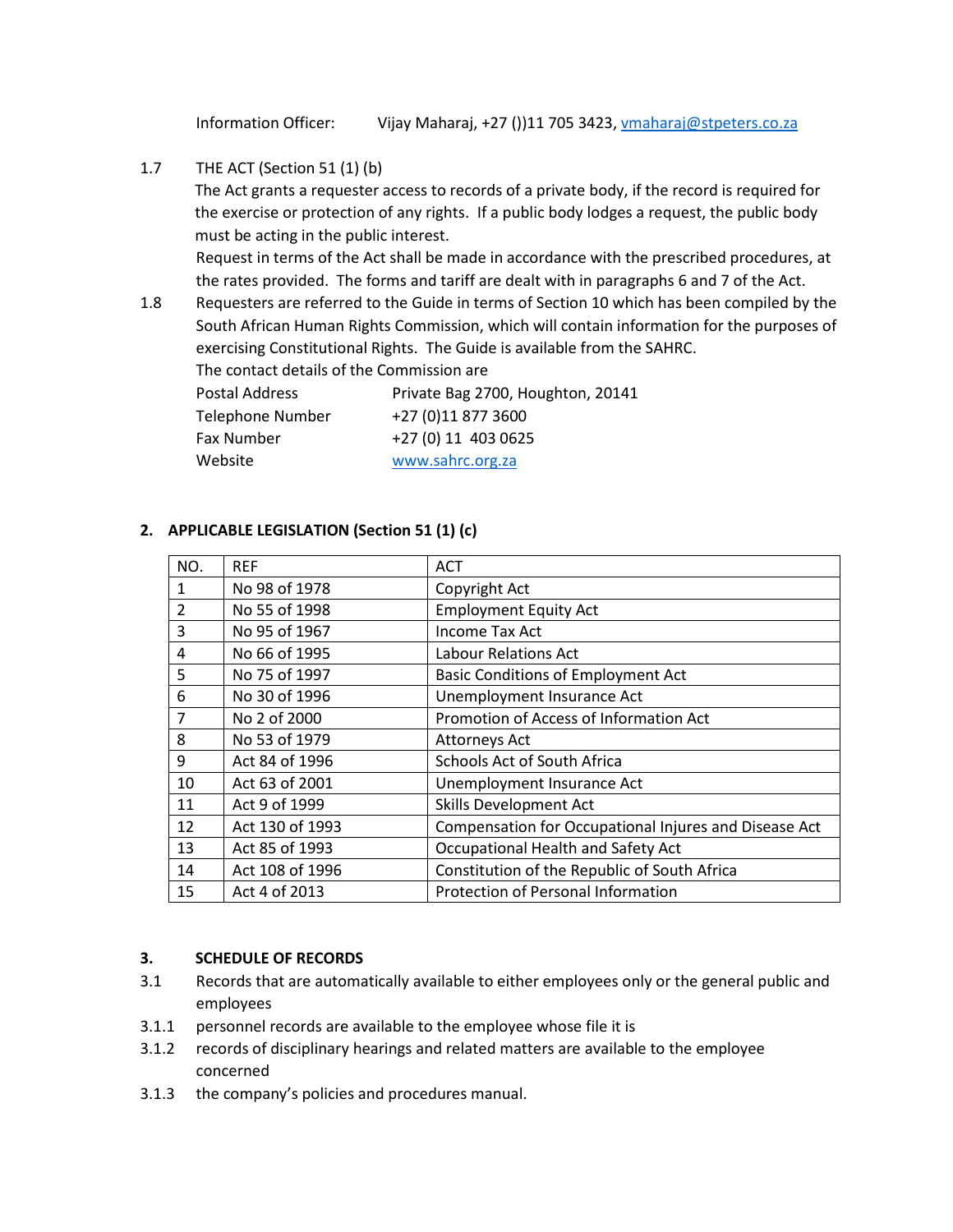Information Officer: Vijay Maharaj, +27 ())11 705 3423, vmaharaj@stpeters.co.za

1.7 THE ACT (Section 51 (1) (b)

The Act grants a requester access to records of a private body, if the record is required for the exercise or protection of any rights. If a public body lodges a request, the public body must be acting in the public interest.

Request in terms of the Act shall be made in accordance with the prescribed procedures, at the rates provided. The forms and tariff are dealt with in paragraphs 6 and 7 of the Act.

1.8 Requesters are referred to the Guide in terms of Section 10 which has been compiled by the South African Human Rights Commission, which will contain information for the purposes of exercising Constitutional Rights. The Guide is available from the SAHRC.

The contact details of the Commission are

| | |
|---|---|
| Postal Address | Private Bag 2700, Houghton, 20141 |
| Telephone Number | +27 (0)11 877 3600 |
| Fax Number | +27 (0) 11 403 0625 |
| Website | www.sahrc.org.za |

## 2. APPLICABLE LEGISLATION (Section 51 (1) (c)

| NO. | REF | ACT |
|---|---|---|
| 1 | No 98 of 1978 | Copyright Act |
| 2 | No 55 of 1998 | Employment Equity Act |
| 3 | No 95 of 1967 | Income Tax Act |
| 4 | No 66 of 1995 | Labour Relations Act |
| 5 | No 75 of 1997 | Basic Conditions of Employment Act |
| 6 | No 30 of 1996 | Unemployment Insurance Act |
| 7 | No 2 of 2000 | Promotion of Access of Information Act |
| 8 | No 53 of 1979 | Attorneys Act |
| 9 | Act 84 of 1996 | Schools Act of South Africa |
| 10 | Act 63 of 2001 | Unemployment Insurance Act |
| 11 | Act 9 of 1999 | Skills Development Act |
| 12 | Act 130 of 1993 | Compensation for Occupational Injures and Disease Act |
| 13 | Act 85 of 1993 | Occupational Health and Safety Act |
| 14 | Act 108 of 1996 | Constitution of the Republic of South Africa |
| 15 | Act 4 of 2013 | Protection of Personal Information |

## 3. SCHEDULE OF RECORDS

3.1 Records that are automatically available to either employees only or the general public and employees

3.1.1 personnel records are available to the employee whose file it is

3.1.2 records of disciplinary hearings and related matters are available to the employee concerned

3.1.3 the company's policies and procedures manual.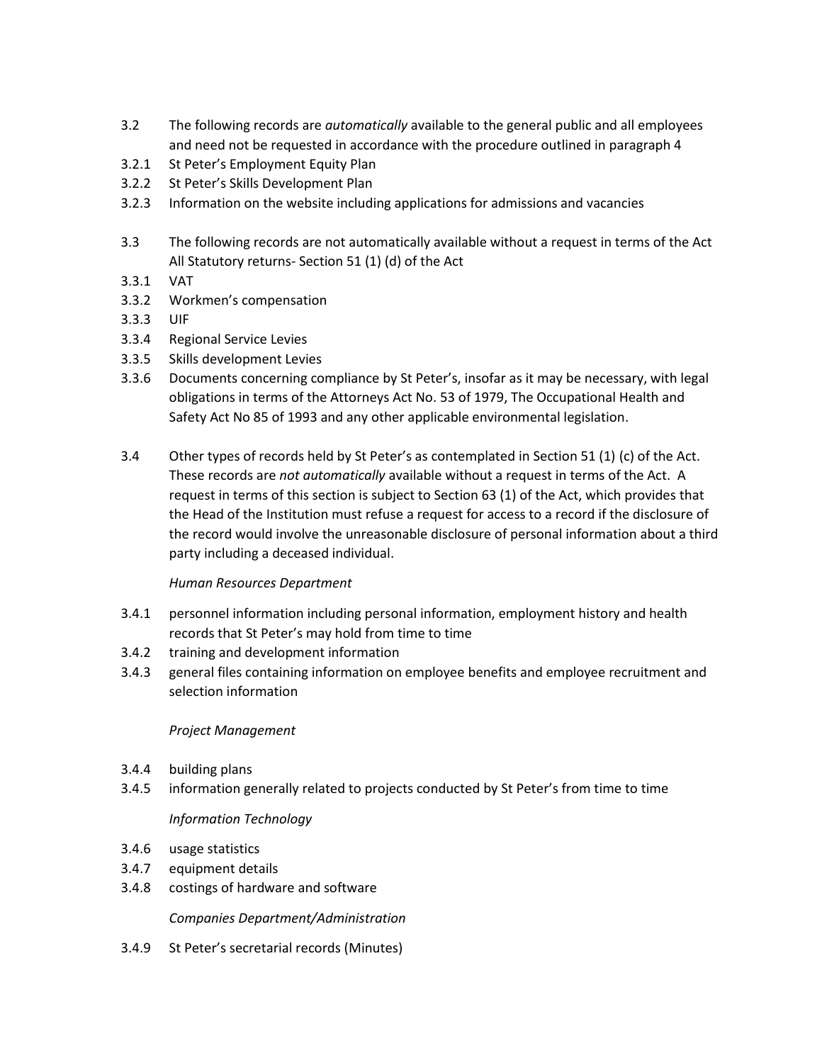3.2 The following records are *automatically* available to the general public and all employees and need not be requested in accordance with the procedure outlined in paragraph 4

3.2.1 St Peter's Employment Equity Plan

3.2.2 St Peter's Skills Development Plan

3.2.3 Information on the website including applications for admissions and vacancies

3.3 The following records are not automatically available without a request in terms of the Act All Statutory returns- Section 51 (1) (d) of the Act

3.3.1 VAT

3.3.2 Workmen's compensation

3.3.3 UIF

3.3.4 Regional Service Levies

3.3.5 Skills development Levies

3.3.6 Documents concerning compliance by St Peter's, insofar as it may be necessary, with legal obligations in terms of the Attorneys Act No. 53 of 1979, The Occupational Health and Safety Act No 85 of 1993 and any other applicable environmental legislation.

3.4 Other types of records held by St Peter's as contemplated in Section 51 (1) (c) of the Act. These records are *not automatically* available without a request in terms of the Act. A request in terms of this section is subject to Section 63 (1) of the Act, which provides that the Head of the Institution must refuse a request for access to a record if the disclosure of the record would involve the unreasonable disclosure of personal information about a third party including a deceased individual.

*Human Resources Department*

3.4.1 personnel information including personal information, employment history and health records that St Peter's may hold from time to time

3.4.2 training and development information

3.4.3 general files containing information on employee benefits and employee recruitment and selection information

*Project Management*

3.4.4 building plans

3.4.5 information generally related to projects conducted by St Peter's from time to time

*Information Technology*

3.4.6 usage statistics

3.4.7 equipment details

3.4.8 costings of hardware and software

*Companies Department/Administration*

3.4.9 St Peter's secretarial records (Minutes)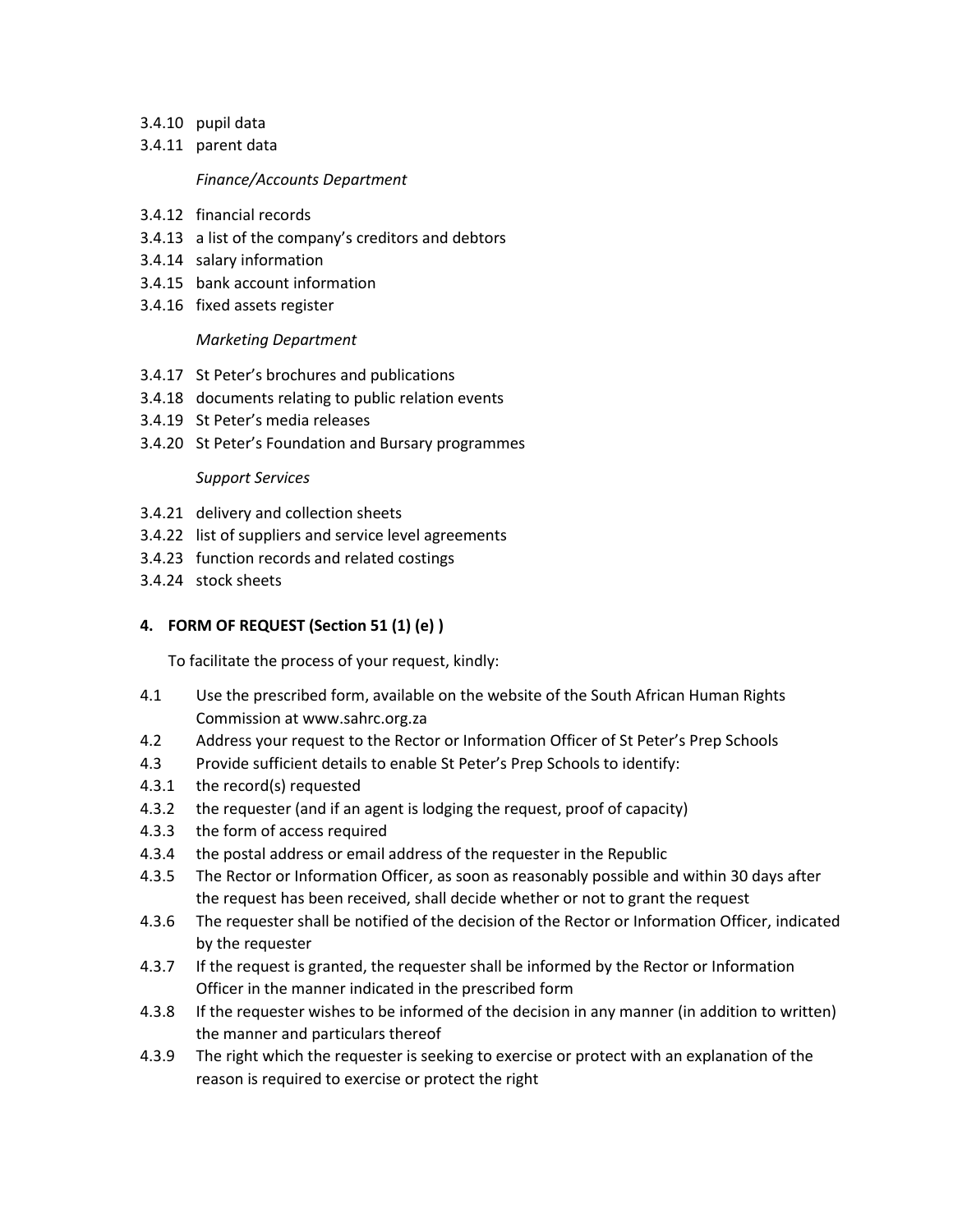3.4.10 pupil data
3.4.11 parent data

*Finance/Accounts Department*

3.4.12 financial records
3.4.13 a list of the company's creditors and debtors
3.4.14 salary information
3.4.15 bank account information
3.4.16 fixed assets register

*Marketing Department*

3.4.17 St Peter's brochures and publications
3.4.18 documents relating to public relation events
3.4.19 St Peter's media releases
3.4.20 St Peter's Foundation and Bursary programmes

*Support Services*

3.4.21 delivery and collection sheets
3.4.22 list of suppliers and service level agreements
3.4.23 function records and related costings
3.4.24 stock sheets

**4. FORM OF REQUEST (Section 51 (1) (e) )**

To facilitate the process of your request, kindly:

4.1 Use the prescribed form, available on the website of the South African Human Rights Commission at www.sahrc.org.za
4.2 Address your request to the Rector or Information Officer of St Peter's Prep Schools
4.3 Provide sufficient details to enable St Peter's Prep Schools to identify:
4.3.1 the record(s) requested
4.3.2 the requester (and if an agent is lodging the request, proof of capacity)
4.3.3 the form of access required
4.3.4 the postal address or email address of the requester in the Republic
4.3.5 The Rector or Information Officer, as soon as reasonably possible and within 30 days after the request has been received, shall decide whether or not to grant the request
4.3.6 The requester shall be notified of the decision of the Rector or Information Officer, indicated by the requester
4.3.7 If the request is granted, the requester shall be informed by the Rector or Information Officer in the manner indicated in the prescribed form
4.3.8 If the requester wishes to be informed of the decision in any manner (in addition to written) the manner and particulars thereof
4.3.9 The right which the requester is seeking to exercise or protect with an explanation of the reason is required to exercise or protect the right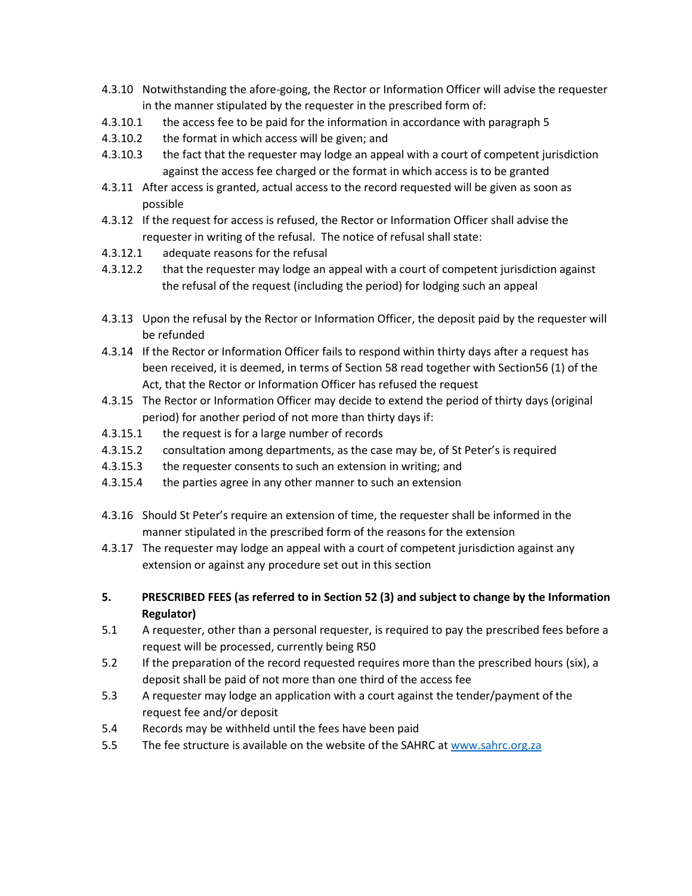4.3.10 Notwithstanding the afore-going, the Rector or Information Officer will advise the requester in the manner stipulated by the requester in the prescribed form of:

4.3.10.1 the access fee to be paid for the information in accordance with paragraph 5

4.3.10.2 the format in which access will be given; and

4.3.10.3 the fact that the requester may lodge an appeal with a court of competent jurisdiction against the access fee charged or the format in which access is to be granted

4.3.11 After access is granted, actual access to the record requested will be given as soon as possible

4.3.12 If the request for access is refused, the Rector or Information Officer shall advise the requester in writing of the refusal. The notice of refusal shall state:

4.3.12.1 adequate reasons for the refusal

4.3.12.2 that the requester may lodge an appeal with a court of competent jurisdiction against the refusal of the request (including the period) for lodging such an appeal

4.3.13 Upon the refusal by the Rector or Information Officer, the deposit paid by the requester will be refunded

4.3.14 If the Rector or Information Officer fails to respond within thirty days after a request has been received, it is deemed, in terms of Section 58 read together with Section56 (1) of the Act, that the Rector or Information Officer has refused the request

4.3.15 The Rector or Information Officer may decide to extend the period of thirty days (original period) for another period of not more than thirty days if:

4.3.15.1 the request is for a large number of records

4.3.15.2 consultation among departments, as the case may be, of St Peter's is required

4.3.15.3 the requester consents to such an extension in writing; and

4.3.15.4 the parties agree in any other manner to such an extension

4.3.16 Should St Peter's require an extension of time, the requester shall be informed in the manner stipulated in the prescribed form of the reasons for the extension

4.3.17 The requester may lodge an appeal with a court of competent jurisdiction against any extension or against any procedure set out in this section

## 5. PRESCRIBED FEES (as referred to in Section 52 (3) and subject to change by the Information Regulator)

5.1 A requester, other than a personal requester, is required to pay the prescribed fees before a request will be processed, currently being R50

5.2 If the preparation of the record requested requires more than the prescribed hours (six), a deposit shall be paid of not more than one third of the access fee

5.3 A requester may lodge an application with a court against the tender/payment of the request fee and/or deposit

5.4 Records may be withheld until the fees have been paid

5.5 The fee structure is available on the website of the SAHRC at [www.sahrc.org.za](http://www.sahrc.org.za)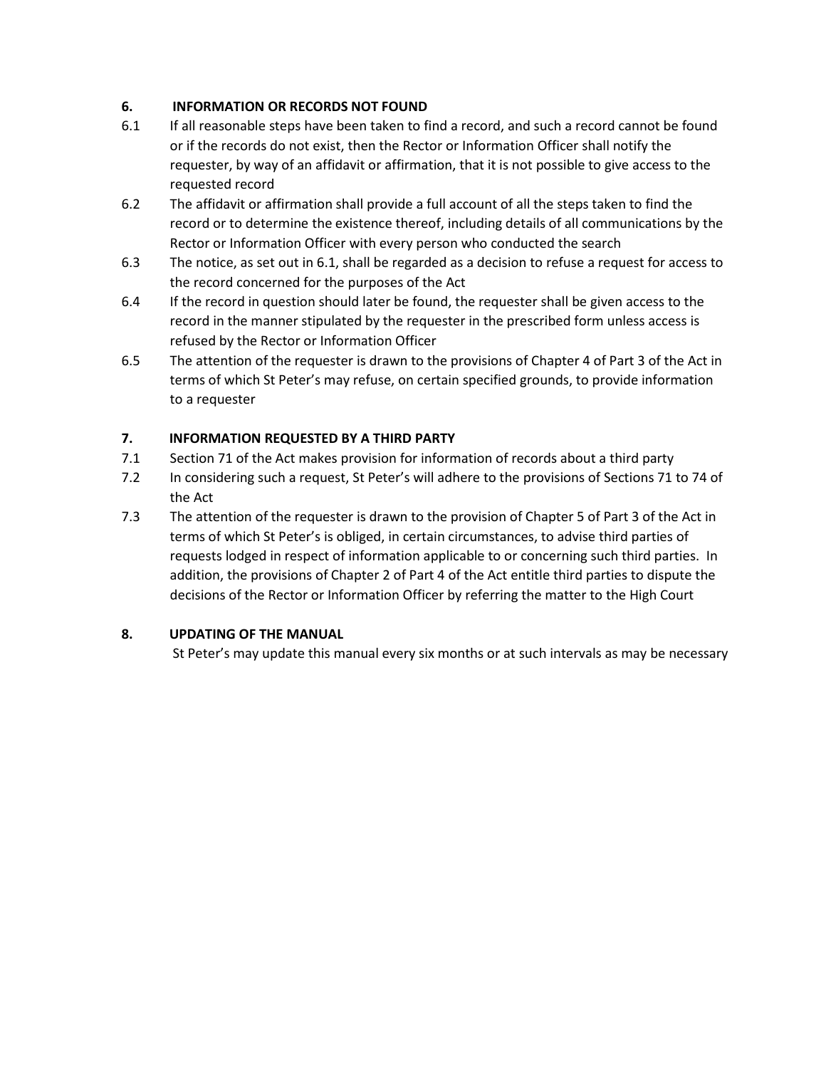## 6. INFORMATION OR RECORDS NOT FOUND

6.1 If all reasonable steps have been taken to find a record, and such a record cannot be found or if the records do not exist, then the Rector or Information Officer shall notify the requester, by way of an affidavit or affirmation, that it is not possible to give access to the requested record

6.2 The affidavit or affirmation shall provide a full account of all the steps taken to find the record or to determine the existence thereof, including details of all communications by the Rector or Information Officer with every person who conducted the search

6.3 The notice, as set out in 6.1, shall be regarded as a decision to refuse a request for access to the record concerned for the purposes of the Act

6.4 If the record in question should later be found, the requester shall be given access to the record in the manner stipulated by the requester in the prescribed form unless access is refused by the Rector or Information Officer

6.5 The attention of the requester is drawn to the provisions of Chapter 4 of Part 3 of the Act in terms of which St Peter's may refuse, on certain specified grounds, to provide information to a requester

## 7. INFORMATION REQUESTED BY A THIRD PARTY

7.1 Section 71 of the Act makes provision for information of records about a third party

7.2 In considering such a request, St Peter's will adhere to the provisions of Sections 71 to 74 of the Act

7.3 The attention of the requester is drawn to the provision of Chapter 5 of Part 3 of the Act in terms of which St Peter's is obliged, in certain circumstances, to advise third parties of requests lodged in respect of information applicable to or concerning such third parties. In addition, the provisions of Chapter 2 of Part 4 of the Act entitle third parties to dispute the decisions of the Rector or Information Officer by referring the matter to the High Court

## 8. UPDATING OF THE MANUAL

St Peter's may update this manual every six months or at such intervals as may be necessary